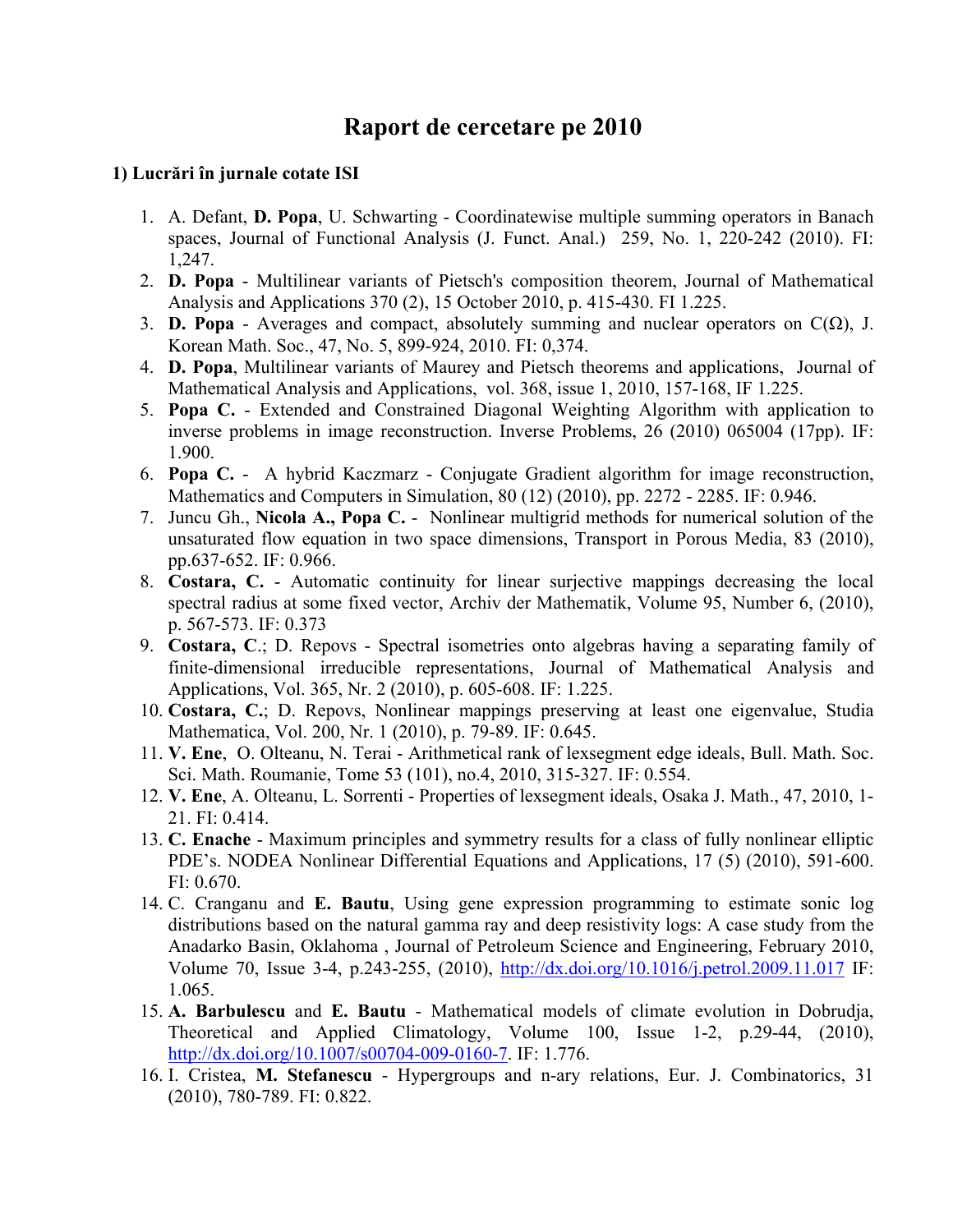# Raport de cercetare pe 2010

### 1) Lucrări în jurnale cotate ISI

1. A. Defant, **D. Popa**, U. Schwarting - Coordinatewise multiple summing operators in Banach spaces, Journal of Functional Analysis (J. Funct. Anal.) 259, No. 1, 220-242 (2010). FI: 1,247.
2. **D. Popa** - Multilinear variants of Pietsch's composition theorem, Journal of Mathematical Analysis and Applications 370 (2), 15 October 2010, p. 415-430. FI 1.225.
3. **D. Popa** - Averages and compact, absolutely summing and nuclear operators on C(Ω), J. Korean Math. Soc., 47, No. 5, 899-924, 2010. FI: 0,374.
4. **D. Popa**, Multilinear variants of Maurey and Pietsch theorems and applications, Journal of Mathematical Analysis and Applications, vol. 368, issue 1, 2010, 157-168, IF 1.225.
5. **Popa C.** - Extended and Constrained Diagonal Weighting Algorithm with application to inverse problems in image reconstruction. Inverse Problems, 26 (2010) 065004 (17pp). IF: 1.900.
6. **Popa C.** - A hybrid Kaczmarz - Conjugate Gradient algorithm for image reconstruction, Mathematics and Computers in Simulation, 80 (12) (2010), pp. 2272 - 2285. IF: 0.946.
7. Juncu Gh., **Nicola A., Popa C.** - Nonlinear multigrid methods for numerical solution of the unsaturated flow equation in two space dimensions, Transport in Porous Media, 83 (2010), pp.637-652. IF: 0.966.
8. **Costara, C.** - Automatic continuity for linear surjective mappings decreasing the local spectral radius at some fixed vector, Archiv der Mathematik, Volume 95, Number 6, (2010), p. 567-573. IF: 0.373
9. **Costara, C**.; D. Repovs - Spectral isometries onto algebras having a separating family of finite-dimensional irreducible representations, Journal of Mathematical Analysis and Applications, Vol. 365, Nr. 2 (2010), p. 605-608. IF: 1.225.
10. **Costara, C.**; D. Repovs, Nonlinear mappings preserving at least one eigenvalue, Studia Mathematica, Vol. 200, Nr. 1 (2010), p. 79-89. IF: 0.645.
11. **V. Ene**, O. Olteanu, N. Terai - Arithmetical rank of lexsegment edge ideals, Bull. Math. Soc. Sci. Math. Roumanie, Tome 53 (101), no.4, 2010, 315-327. IF: 0.554.
12. **V. Ene**, A. Olteanu, L. Sorrenti - Properties of lexsegment ideals, Osaka J. Math., 47, 2010, 1-21. FI: 0.414.
13. **C. Enache** - Maximum principles and symmetry results for a class of fully nonlinear elliptic PDE's. NODEA Nonlinear Differential Equations and Applications, 17 (5) (2010), 591-600. FI: 0.670.
14. C. Cranganu and **E. Bautu**, Using gene expression programming to estimate sonic log distributions based on the natural gamma ray and deep resistivity logs: A case study from the Anadarko Basin, Oklahoma , Journal of Petroleum Science and Engineering, February 2010, Volume 70, Issue 3-4, p.243-255, (2010), http://dx.doi.org/10.1016/j.petrol.2009.11.017 IF: 1.065.
15. **A. Barbulescu** and **E. Bautu** - Mathematical models of climate evolution in Dobrudja, Theoretical and Applied Climatology, Volume 100, Issue 1-2, p.29-44, (2010), http://dx.doi.org/10.1007/s00704-009-0160-7. IF: 1.776.
16. I. Cristea, **M. Stefanescu** - Hypergroups and n-ary relations, Eur. J. Combinatorics, 31 (2010), 780-789. FI: 0.822.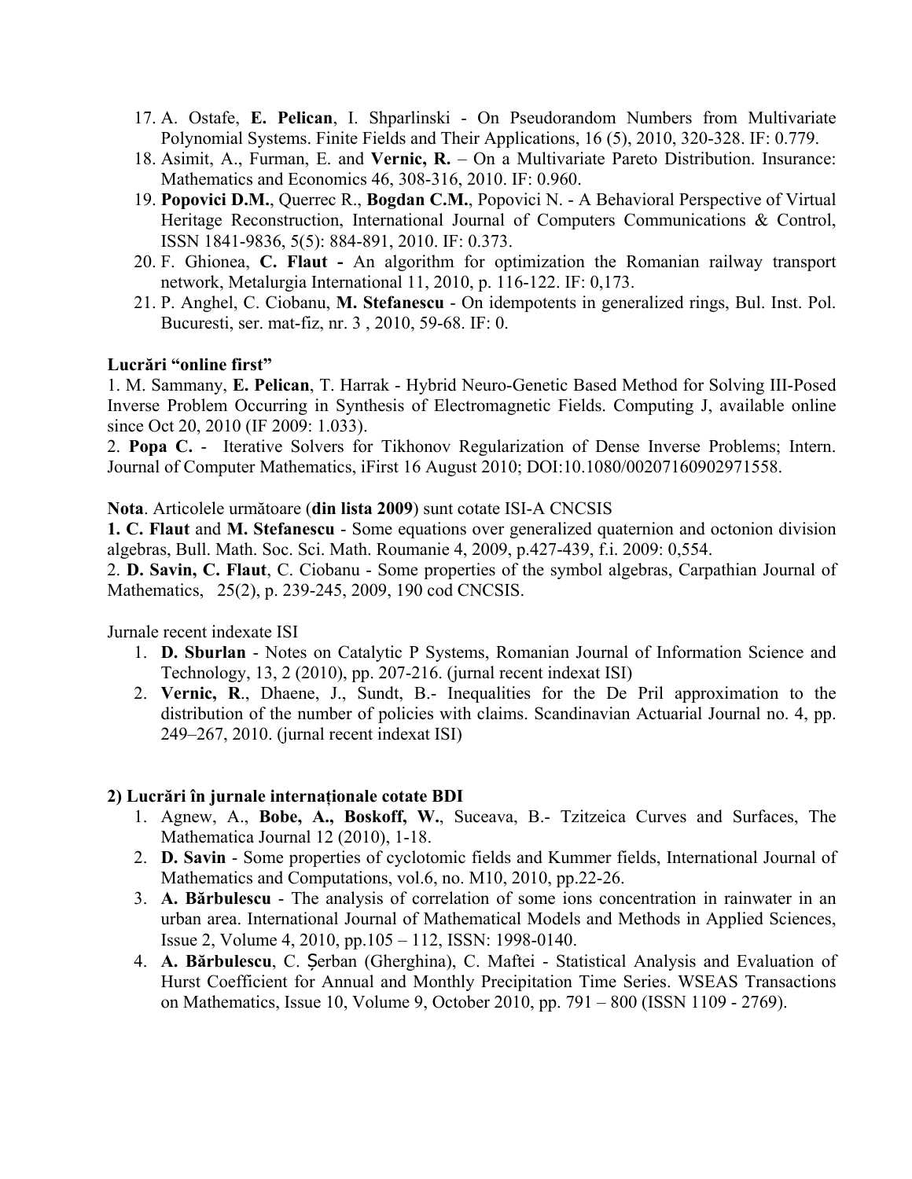17. A. Ostafe, **E. Pelican**, I. Shparlinski - On Pseudorandom Numbers from Multivariate Polynomial Systems. Finite Fields and Their Applications, 16 (5), 2010, 320-328. IF: 0.779.
18. Asimit, A., Furman, E. and **Vernic, R.** – On a Multivariate Pareto Distribution. Insurance: Mathematics and Economics 46, 308-316, 2010. IF: 0.960.
19. **Popovici D.M.**, Querrec R., **Bogdan C.M.**, Popovici N. - A Behavioral Perspective of Virtual Heritage Reconstruction, International Journal of Computers Communications & Control, ISSN 1841-9836, 5(5): 884-891, 2010. IF: 0.373.
20. F. Ghionea, **C. Flaut -** An algorithm for optimization the Romanian railway transport network, Metalurgia International 11, 2010, p. 116-122. IF: 0,173.
21. P. Anghel, C. Ciobanu, **M. Stefanescu** - On idempotents in generalized rings, Bul. Inst. Pol. Bucuresti, ser. mat-fiz, nr. 3 , 2010, 59-68. IF: 0.

**Lucrări "online first"**

1. M. Sammany, **E. Pelican**, T. Harrak - Hybrid Neuro-Genetic Based Method for Solving III-Posed Inverse Problem Occurring in Synthesis of Electromagnetic Fields. Computing J, available online since Oct 20, 2010 (IF 2009: 1.033).

2. **Popa C.** - Iterative Solvers for Tikhonov Regularization of Dense Inverse Problems; Intern. Journal of Computer Mathematics, iFirst 16 August 2010; DOI:10.1080/00207160902971558.

**Nota**. Articolele următoare (**din lista 2009**) sunt cotate ISI-A CNCSIS

**1. C. Flaut** and **M. Stefanescu** - Some equations over generalized quaternion and octonion division algebras, Bull. Math. Soc. Sci. Math. Roumanie 4, 2009, p.427-439, f.i. 2009: 0,554.

2. **D. Savin, C. Flaut**, C. Ciobanu - Some properties of the symbol algebras, Carpathian Journal of Mathematics, 25(2), p. 239-245, 2009, 190 cod CNCSIS.

Jurnale recent indexate ISI

1. **D. Sburlan** - Notes on Catalytic P Systems, Romanian Journal of Information Science and Technology, 13, 2 (2010), pp. 207-216. (jurnal recent indexat ISI)
2. **Vernic, R**., Dhaene, J., Sundt, B.- Inequalities for the De Pril approximation to the distribution of the number of policies with claims. Scandinavian Actuarial Journal no. 4, pp. 249–267, 2010. (jurnal recent indexat ISI)

**2) Lucrări în jurnale internaționale cotate BDI**

1. Agnew, A., **Bobe, A., Boskoff, W.**, Suceava, B.- Tzitzeica Curves and Surfaces, The Mathematica Journal 12 (2010), 1-18.
2. **D. Savin** - Some properties of cyclotomic fields and Kummer fields, International Journal of Mathematics and Computations, vol.6, no. M10, 2010, pp.22-26.
3. **A. Bărbulescu** - The analysis of correlation of some ions concentration in rainwater in an urban area. International Journal of Mathematical Models and Methods in Applied Sciences, Issue 2, Volume 4, 2010, pp.105 – 112, ISSN: 1998-0140.
4. **A. Bărbulescu**, C. Șerban (Gherghina), C. Maftei - Statistical Analysis and Evaluation of Hurst Coefficient for Annual and Monthly Precipitation Time Series. WSEAS Transactions on Mathematics, Issue 10, Volume 9, October 2010, pp. 791 – 800 (ISSN 1109 - 2769).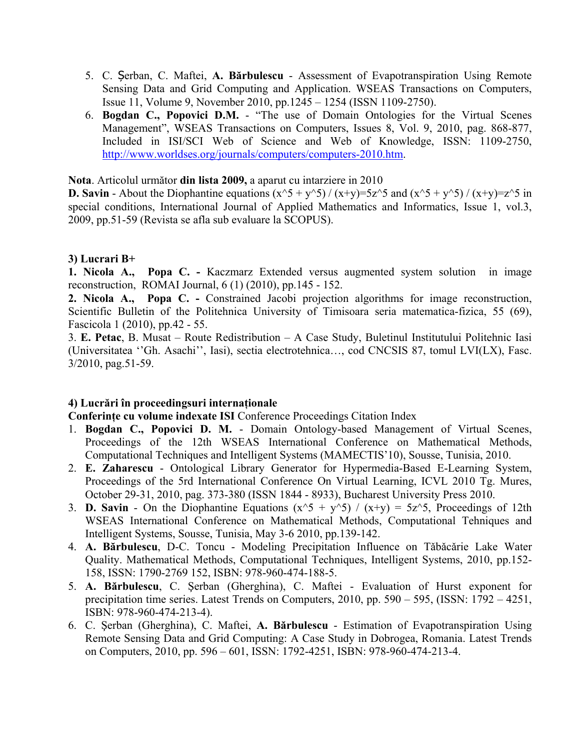5. C. Șerban, C. Maftei, **A. Bărbulescu** - Assessment of Evapotranspiration Using Remote Sensing Data and Grid Computing and Application. WSEAS Transactions on Computers, Issue 11, Volume 9, November 2010, pp.1245 – 1254 (ISSN 1109-2750).
6. **Bogdan C., Popovici D.M.** - "The use of Domain Ontologies for the Virtual Scenes Management", WSEAS Transactions on Computers, Issues 8, Vol. 9, 2010, pag. 868-877, Included in ISI/SCI Web of Science and Web of Knowledge, ISSN: 1109-2750, http://www.worldses.org/journals/computers/computers-2010.htm.

**Nota**. Articolul următor **din lista 2009,** a aparut cu intarziere in 2010

**D. Savin** - About the Diophantine equations $(x^5 + y^5) / (x+y)=5z^5$ and $(x^5 + y^5) / (x+y)=z^5$ in special conditions, International Journal of Applied Mathematics and Informatics, Issue 1, vol.3, 2009, pp.51-59 (Revista se afla sub evaluare la SCOPUS).

**3) Lucrari B+**

**1. Nicola A., Popa C. -** Kaczmarz Extended versus augmented system solution in image reconstruction, ROMAI Journal, 6 (1) (2010), pp.145 - 152.

**2. Nicola A., Popa C. -** Constrained Jacobi projection algorithms for image reconstruction, Scientific Bulletin of the Politehnica University of Timisoara seria matematica-fizica, 55 (69), Fascicola 1 (2010), pp.42 - 55.

3. **E. Petac**, B. Musat – Route Redistribution – A Case Study, Buletinul Institutului Politehnic Iasi (Universitatea ''Gh. Asachi'', Iasi), sectia electrotehnica…, cod CNCSIS 87, tomul LVI(LX), Fasc. 3/2010, pag.51-59.

**4) Lucrări în proceedingsuri internaționale**

**Conferințe cu volume indexate ISI** Conference Proceedings Citation Index

1. **Bogdan C., Popovici D. M.** - Domain Ontology-based Management of Virtual Scenes, Proceedings of the 12th WSEAS International Conference on Mathematical Methods, Computational Techniques and Intelligent Systems (MAMECTIS'10), Sousse, Tunisia, 2010.
2. **E. Zaharescu** - Ontological Library Generator for Hypermedia-Based E-Learning System, Proceedings of the 5rd International Conference On Virtual Learning, ICVL 2010 Tg. Mures, October 29-31, 2010, pag. 373-380 (ISSN 1844 - 8933), Bucharest University Press 2010.
3. **D. Savin** - On the Diophantine Equations $(x^5 + y^5) / (x+y) = 5z^5$, Proceedings of 12th WSEAS International Conference on Mathematical Methods, Computational Tehniques and Intelligent Systems, Sousse, Tunisia, May 3-6 2010, pp.139-142.
4. **A. Bărbulescu**, D-C. Toncu - Modeling Precipitation Influence on Tăbăcărie Lake Water Quality. Mathematical Methods, Computational Techniques, Intelligent Systems, 2010, pp.152-158, ISSN: 1790-2769 152, ISBN: 978-960-474-188-5.
5. **A. Bărbulescu**, C. Şerban (Gherghina), C. Maftei - Evaluation of Hurst exponent for precipitation time series. Latest Trends on Computers, 2010, pp. 590 – 595, (ISSN: 1792 – 4251, ISBN: 978-960-474-213-4).
6. C. Şerban (Gherghina), C. Maftei, **A. Bărbulescu** - Estimation of Evapotranspiration Using Remote Sensing Data and Grid Computing: A Case Study in Dobrogea, Romania. Latest Trends on Computers, 2010, pp. 596 – 601, ISSN: 1792-4251, ISBN: 978-960-474-213-4.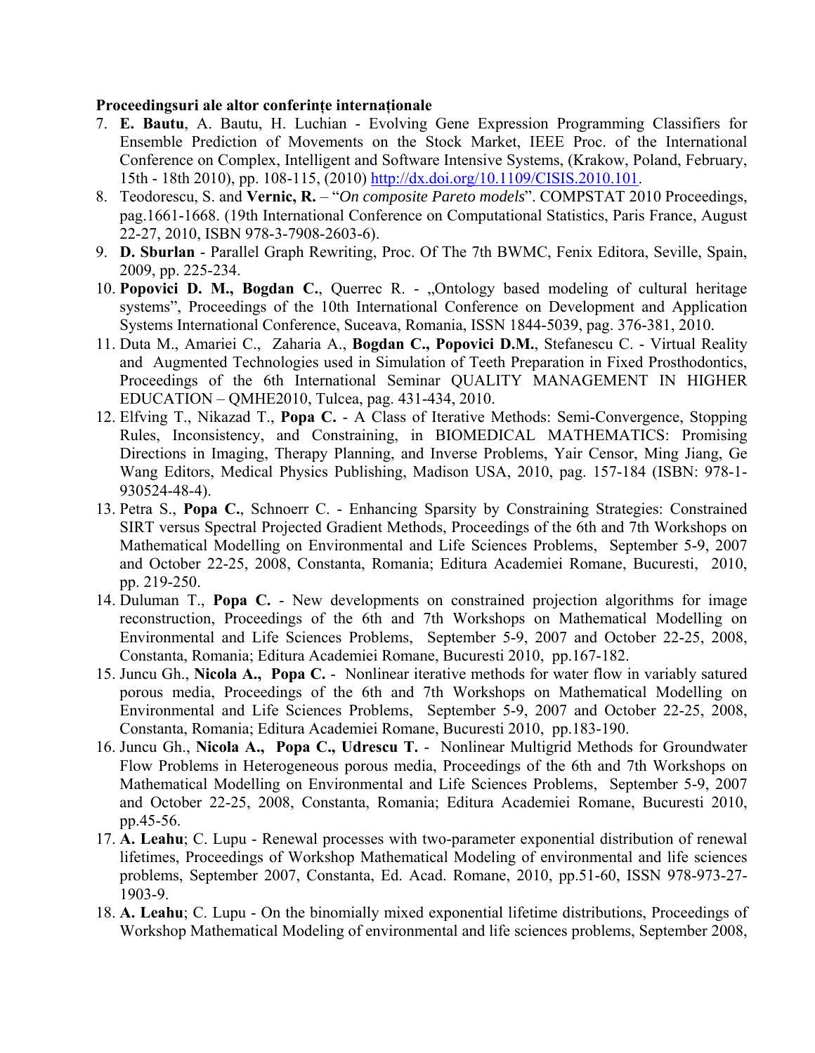**Proceedingsuri ale altor conferințe internaționale**

7. **E. Bautu**, A. Bautu, H. Luchian - Evolving Gene Expression Programming Classifiers for Ensemble Prediction of Movements on the Stock Market, IEEE Proc. of the International Conference on Complex, Intelligent and Software Intensive Systems, (Krakow, Poland, February, 15th - 18th 2010), pp. 108-115, (2010) http://dx.doi.org/10.1109/CISIS.2010.101.
8. Teodorescu, S. and **Vernic, R.** – "*On composite Pareto models*". COMPSTAT 2010 Proceedings, pag.1661-1668. (19th International Conference on Computational Statistics, Paris France, August 22-27, 2010, ISBN 978-3-7908-2603-6).
9. **D. Sburlan** - Parallel Graph Rewriting, Proc. Of The 7th BWMC, Fenix Editora, Seville, Spain, 2009, pp. 225-234.
10. **Popovici D. M., Bogdan C.**, Querrec R. - „Ontology based modeling of cultural heritage systems", Proceedings of the 10th International Conference on Development and Application Systems International Conference, Suceava, Romania, ISSN 1844-5039, pag. 376-381, 2010.
11. Duta M., Amariei C., Zaharia A., **Bogdan C., Popovici D.M.**, Stefanescu C. - Virtual Reality and Augmented Technologies used in Simulation of Teeth Preparation in Fixed Prosthodontics, Proceedings of the 6th International Seminar QUALITY MANAGEMENT IN HIGHER EDUCATION – QMHE2010, Tulcea, pag. 431-434, 2010.
12. Elfving T., Nikazad T., **Popa C.** - A Class of Iterative Methods: Semi-Convergence, Stopping Rules, Inconsistency, and Constraining, in BIOMEDICAL MATHEMATICS: Promising Directions in Imaging, Therapy Planning, and Inverse Problems, Yair Censor, Ming Jiang, Ge Wang Editors, Medical Physics Publishing, Madison USA, 2010, pag. 157-184 (ISBN: 978-1-930524-48-4).
13. Petra S., **Popa C.**, Schnoerr C. - Enhancing Sparsity by Constraining Strategies: Constrained SIRT versus Spectral Projected Gradient Methods, Proceedings of the 6th and 7th Workshops on Mathematical Modelling on Environmental and Life Sciences Problems, September 5-9, 2007 and October 22-25, 2008, Constanta, Romania; Editura Academiei Romane, Bucuresti, 2010, pp. 219-250.
14. Duluman T., **Popa C.** - New developments on constrained projection algorithms for image reconstruction, Proceedings of the 6th and 7th Workshops on Mathematical Modelling on Environmental and Life Sciences Problems, September 5-9, 2007 and October 22-25, 2008, Constanta, Romania; Editura Academiei Romane, Bucuresti 2010, pp.167-182.
15. Juncu Gh., **Nicola A., Popa C.** - Nonlinear iterative methods for water flow in variably satured porous media, Proceedings of the 6th and 7th Workshops on Mathematical Modelling on Environmental and Life Sciences Problems, September 5-9, 2007 and October 22-25, 2008, Constanta, Romania; Editura Academiei Romane, Bucuresti 2010, pp.183-190.
16. Juncu Gh., **Nicola A., Popa C., Udrescu T.** - Nonlinear Multigrid Methods for Groundwater Flow Problems in Heterogeneous porous media, Proceedings of the 6th and 7th Workshops on Mathematical Modelling on Environmental and Life Sciences Problems, September 5-9, 2007 and October 22-25, 2008, Constanta, Romania; Editura Academiei Romane, Bucuresti 2010, pp.45-56.
17. **A. Leahu**; C. Lupu - Renewal processes with two-parameter exponential distribution of renewal lifetimes, Proceedings of Workshop Mathematical Modeling of environmental and life sciences problems, September 2007, Constanta, Ed. Acad. Romane, 2010, pp.51-60, ISSN 978-973-27-1903-9.
18. **A. Leahu**; C. Lupu - On the binomially mixed exponential lifetime distributions, Proceedings of Workshop Mathematical Modeling of environmental and life sciences problems, September 2008,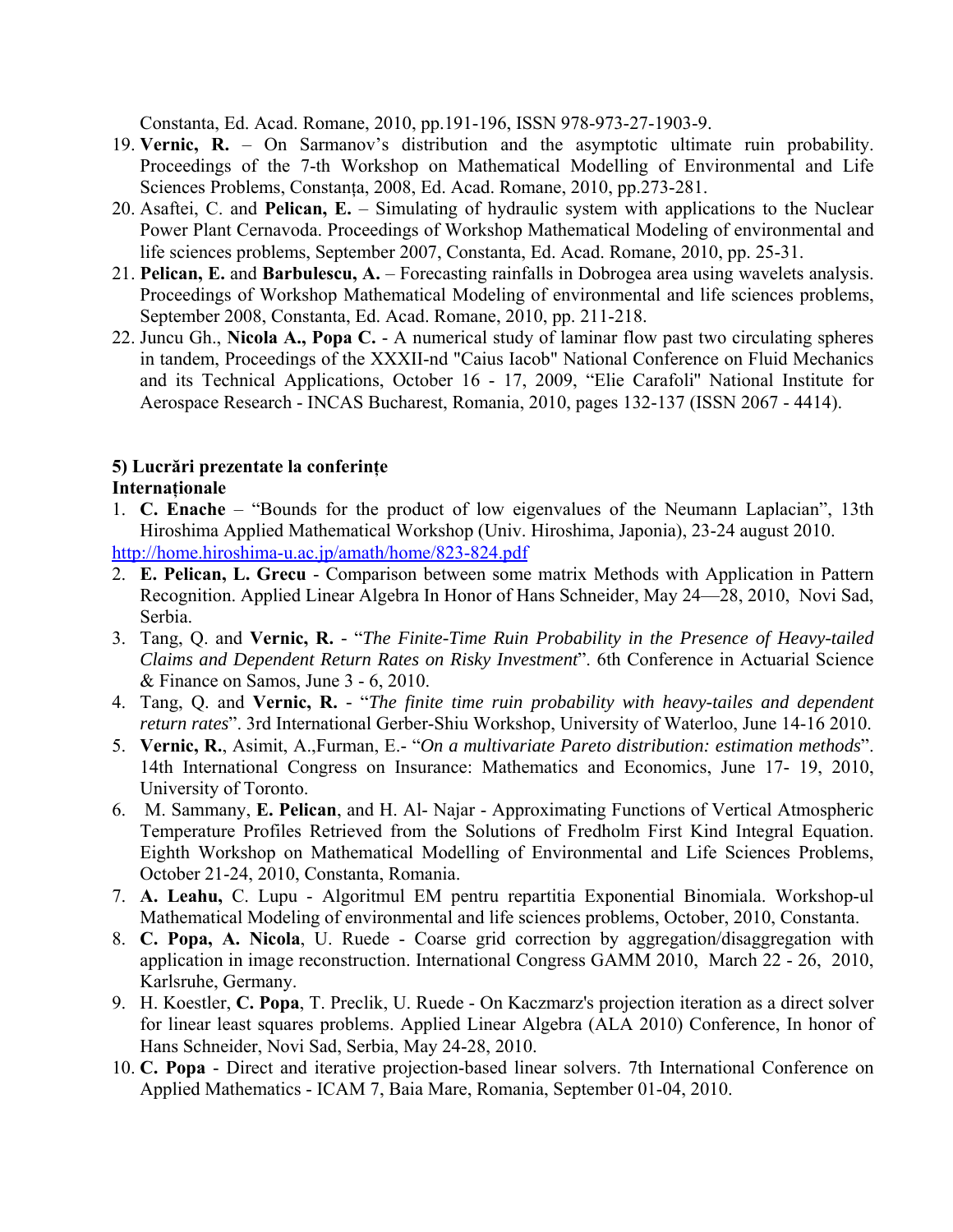Constanta, Ed. Acad. Romane, 2010, pp.191-196, ISSN 978-973-27-1903-9.

19. **Vernic, R.** – On Sarmanov's distribution and the asymptotic ultimate ruin probability. Proceedings of the 7-th Workshop on Mathematical Modelling of Environmental and Life Sciences Problems, Constanța, 2008, Ed. Acad. Romane, 2010, pp.273-281.
20. Asaftei, C. and **Pelican, E.** – Simulating of hydraulic system with applications to the Nuclear Power Plant Cernavoda. Proceedings of Workshop Mathematical Modeling of environmental and life sciences problems, September 2007, Constanta, Ed. Acad. Romane, 2010, pp. 25-31.
21. **Pelican, E.** and **Barbulescu, A.** – Forecasting rainfalls in Dobrogea area using wavelets analysis. Proceedings of Workshop Mathematical Modeling of environmental and life sciences problems, September 2008, Constanta, Ed. Acad. Romane, 2010, pp. 211-218.
22. Juncu Gh., **Nicola A., Popa C.** - A numerical study of laminar flow past two circulating spheres in tandem, Proceedings of the XXXII-nd "Caius Iacob" National Conference on Fluid Mechanics and its Technical Applications, October 16 - 17, 2009, "Elie Carafoli" National Institute for Aerospace Research - INCAS Bucharest, Romania, 2010, pages 132-137 (ISSN 2067 - 4414).

**5) Lucrări prezentate la conferințe**

**Internaționale**

1. **C. Enache** – "Bounds for the product of low eigenvalues of the Neumann Laplacian", 13th Hiroshima Applied Mathematical Workshop (Univ. Hiroshima, Japonia), 23-24 august 2010.

http://home.hiroshima-u.ac.jp/amath/home/823-824.pdf

2. **E. Pelican, L. Grecu** - Comparison between some matrix Methods with Application in Pattern Recognition. Applied Linear Algebra In Honor of Hans Schneider, May 24—28, 2010, Novi Sad, Serbia.
3. Tang, Q. and **Vernic, R.** - "*The Finite-Time Ruin Probability in the Presence of Heavy-tailed Claims and Dependent Return Rates on Risky Investment*". 6th Conference in Actuarial Science & Finance on Samos, June 3 - 6, 2010.
4. Tang, Q. and **Vernic, R.** - "*The finite time ruin probability with heavy-tailes and dependent return rates*". 3rd International Gerber-Shiu Workshop, University of Waterloo, June 14-16 2010.
5. **Vernic, R.**, Asimit, A.,Furman, E.- "*On a multivariate Pareto distribution: estimation methods*". 14th International Congress on Insurance: Mathematics and Economics, June 17- 19, 2010, University of Toronto.
6. M. Sammany, **E. Pelican**, and H. Al- Najar - Approximating Functions of Vertical Atmospheric Temperature Profiles Retrieved from the Solutions of Fredholm First Kind Integral Equation. Eighth Workshop on Mathematical Modelling of Environmental and Life Sciences Problems, October 21-24, 2010, Constanta, Romania.
7. **A. Leahu,** C. Lupu - Algoritmul EM pentru repartitia Exponential Binomiala. Workshop-ul Mathematical Modeling of environmental and life sciences problems, October, 2010, Constanta.
8. **C. Popa, A. Nicola**, U. Ruede - Coarse grid correction by aggregation/disaggregation with application in image reconstruction. International Congress GAMM 2010, March 22 - 26, 2010, Karlsruhe, Germany.
9. H. Koestler, **C. Popa**, T. Preclik, U. Ruede - On Kaczmarz's projection iteration as a direct solver for linear least squares problems. Applied Linear Algebra (ALA 2010) Conference, In honor of Hans Schneider, Novi Sad, Serbia, May 24-28, 2010.
10. **C. Popa** - Direct and iterative projection-based linear solvers. 7th International Conference on Applied Mathematics - ICAM 7, Baia Mare, Romania, September 01-04, 2010.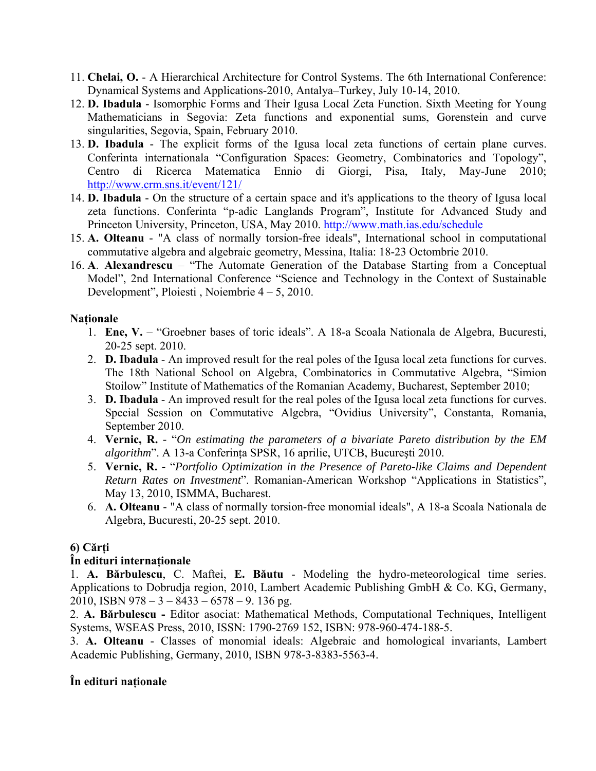11. **Chelai, O.** - A Hierarchical Architecture for Control Systems. The 6th International Conference: Dynamical Systems and Applications-2010, Antalya–Turkey, July 10-14, 2010.
12. **D. Ibadula** - Isomorphic Forms and Their Igusa Local Zeta Function. Sixth Meeting for Young Mathematicians in Segovia: Zeta functions and exponential sums, Gorenstein and curve singularities, Segovia, Spain, February 2010.
13. **D. Ibadula** - The explicit forms of the Igusa local zeta functions of certain plane curves. Conferinta internationala "Configuration Spaces: Geometry, Combinatorics and Topology", Centro di Ricerca Matematica Ennio di Giorgi, Pisa, Italy, May-June 2010; http://www.crm.sns.it/event/121/
14. **D. Ibadula** - On the structure of a certain space and it's applications to the theory of Igusa local zeta functions. Conferinta "p-adic Langlands Program", Institute for Advanced Study and Princeton University, Princeton, USA, May 2010. http://www.math.ias.edu/schedule
15. **A. Olteanu** - "A class of normally torsion-free ideals", International school in computational commutative algebra and algebraic geometry, Messina, Italia: 18-23 Octombrie 2010.
16. **A**. **Alexandrescu** – "The Automate Generation of the Database Starting from a Conceptual Model", 2nd International Conference "Science and Technology in the Context of Sustainable Development", Ploiesti , Noiembrie 4 – 5, 2010.

**Naționale**

1. **Ene, V.** – "Groebner bases of toric ideals". A 18-a Scoala Nationala de Algebra, Bucuresti, 20-25 sept. 2010.
2. **D. Ibadula** - An improved result for the real poles of the Igusa local zeta functions for curves. The 18th National School on Algebra, Combinatorics in Commutative Algebra, "Simion Stoilow" Institute of Mathematics of the Romanian Academy, Bucharest, September 2010;
3. **D. Ibadula** - An improved result for the real poles of the Igusa local zeta functions for curves. Special Session on Commutative Algebra, "Ovidius University", Constanta, Romania, September 2010.
4. **Vernic, R.** - "*On estimating the parameters of a bivariate Pareto distribution by the EM algorithm*". A 13-a Conferința SPSR, 16 aprilie, UTCB, București 2010.
5. **Vernic, R.** - "*Portfolio Optimization in the Presence of Pareto-like Claims and Dependent Return Rates on Investment*". Romanian-American Workshop "Applications in Statistics", May 13, 2010, ISMMA, Bucharest.
6. **A. Olteanu** - "A class of normally torsion-free monomial ideals", A 18-a Scoala Nationala de Algebra, Bucuresti, 20-25 sept. 2010.

**6) Cărți**

**În edituri internaționale**

1. **A. Bărbulescu**, C. Maftei, **E. Băutu** - Modeling the hydro-meteorological time series. Applications to Dobrudja region, 2010, Lambert Academic Publishing GmbH & Co. KG, Germany, 2010, ISBN 978 – 3 – 8433 – 6578 – 9. 136 pg.

2. **A. Bărbulescu -** Editor asociat: Mathematical Methods, Computational Techniques, Intelligent Systems, WSEAS Press, 2010, ISSN: 1790-2769 152, ISBN: 978-960-474-188-5.

3. **A. Olteanu** - Classes of monomial ideals: Algebraic and homological invariants, Lambert Academic Publishing, Germany, 2010, ISBN 978-3-8383-5563-4.

**În edituri naționale**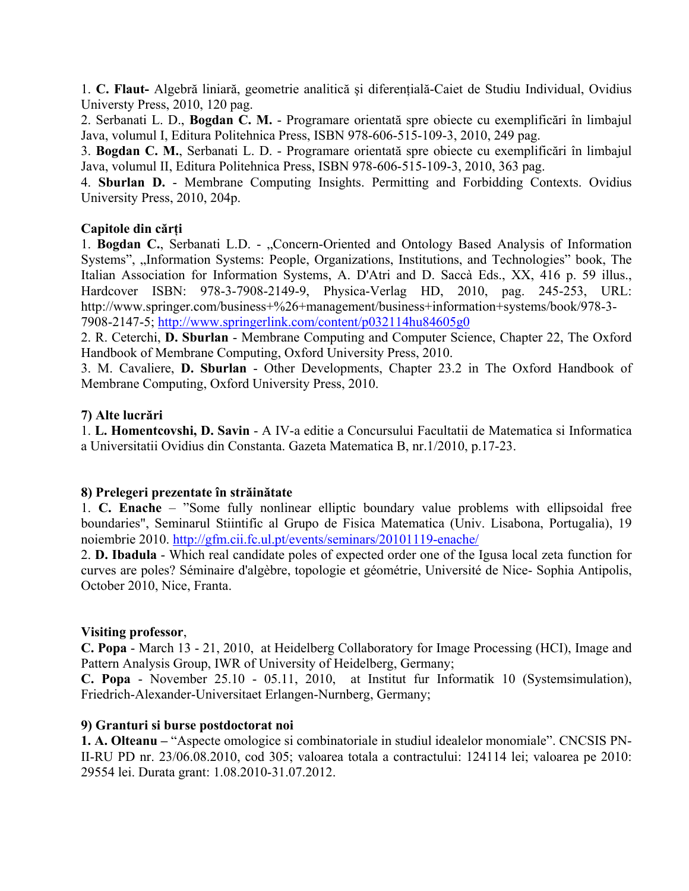1. **C. Flaut-** Algebră liniară, geometrie analitică şi diferenţială-Caiet de Studiu Individual, Ovidius Universty Press, 2010, 120 pag.
2. Serbanati L. D., **Bogdan C. M.** - Programare orientată spre obiecte cu exemplificări în limbajul Java, volumul I, Editura Politehnica Press, ISBN 978-606-515-109-3, 2010, 249 pag.
3. **Bogdan C. M.**, Serbanati L. D. - Programare orientată spre obiecte cu exemplificări în limbajul Java, volumul II, Editura Politehnica Press, ISBN 978-606-515-109-3, 2010, 363 pag.
4. **Sburlan D.** - Membrane Computing Insights. Permitting and Forbidding Contexts. Ovidius University Press, 2010, 204p.

**Capitole din cărți**

1. **Bogdan C.**, Serbanati L.D. - „Concern-Oriented and Ontology Based Analysis of Information Systems", „Information Systems: People, Organizations, Institutions, and Technologies" book, The Italian Association for Information Systems, A. D'Atri and D. Saccà Eds., XX, 416 p. 59 illus., Hardcover ISBN: 978-3-7908-2149-9, Physica-Verlag HD, 2010, pag. 245-253, URL: http://www.springer.com/business+%26+management/business+information+systems/book/978-3-7908-2147-5; http://www.springerlink.com/content/p032114hu84605g0
2. R. Ceterchi, **D. Sburlan** - Membrane Computing and Computer Science, Chapter 22, The Oxford Handbook of Membrane Computing, Oxford University Press, 2010.
3. M. Cavaliere, **D. Sburlan** - Other Developments, Chapter 23.2 in The Oxford Handbook of Membrane Computing, Oxford University Press, 2010.

**7) Alte lucrări**

1. **L. Homentcovshi, D. Savin** - A IV-a editie a Concursului Facultatii de Matematica si Informatica a Universitatii Ovidius din Constanta. Gazeta Matematica B, nr.1/2010, p.17-23.

**8) Prelegeri prezentate în străinătate**

1. **C. Enache** – "Some fully nonlinear elliptic boundary value problems with ellipsoidal free boundaries", Seminarul Stiintific al Grupo de Fisica Matematica (Univ. Lisabona, Portugalia), 19 noiembrie 2010. http://gfm.cii.fc.ul.pt/events/seminars/20101119-enache/
2. **D. Ibadula** - Which real candidate poles of expected order one of the Igusa local zeta function for curves are poles? Séminaire d'algèbre, topologie et géométrie, Université de Nice- Sophia Antipolis, October 2010, Nice, Franta.

**Visiting professor**,

**C. Popa** - March 13 - 21, 2010, at Heidelberg Collaboratory for Image Processing (HCI), Image and Pattern Analysis Group, IWR of University of Heidelberg, Germany;

**C. Popa** - November 25.10 - 05.11, 2010, at Institut fur Informatik 10 (Systemsimulation), Friedrich-Alexander-Universitaet Erlangen-Nurnberg, Germany;

**9) Granturi si burse postdoctorat noi**

**1. A. Olteanu –** "Aspecte omologice si combinatoriale in studiul idealelor monomiale". CNCSIS PN-II-RU PD nr. 23/06.08.2010, cod 305; valoarea totala a contractului: 124114 lei; valoarea pe 2010: 29554 lei. Durata grant: 1.08.2010-31.07.2012.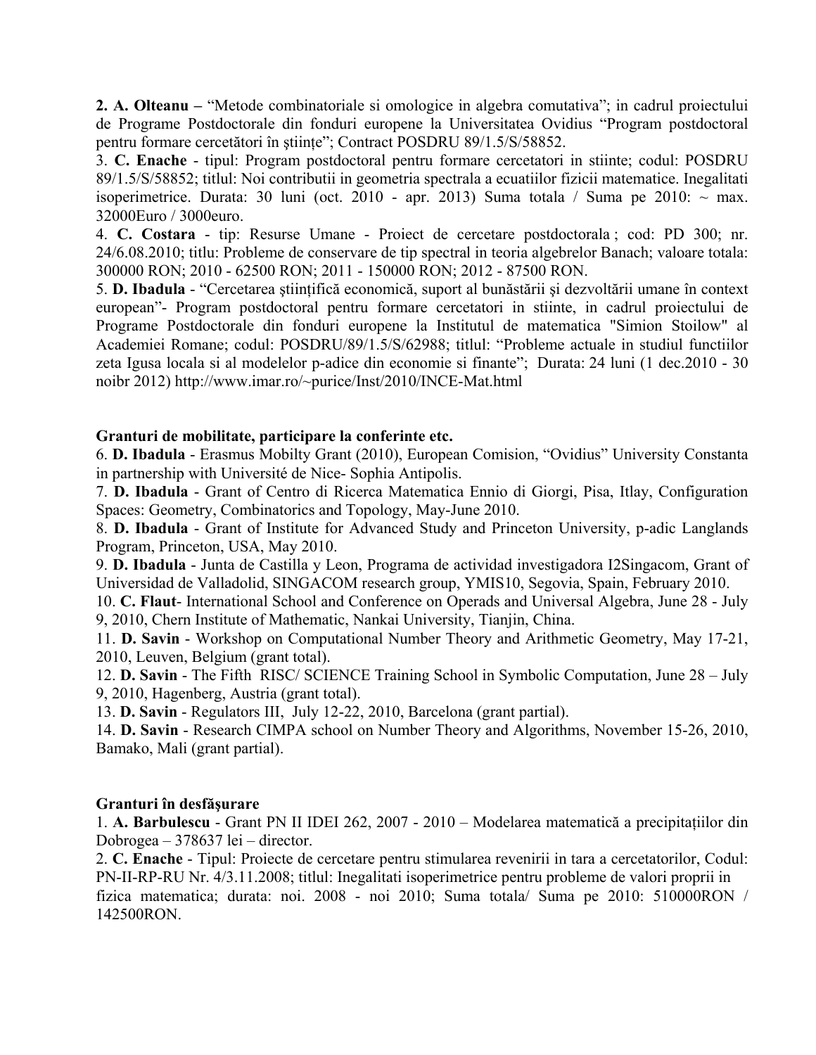**2. A. Olteanu –** “Metode combinatoriale si omologice in algebra comutativa”; in cadrul proiectului de Programe Postdoctorale din fonduri europene la Universitatea Ovidius “Program postdoctoral pentru formare cercetători în ştiinţe”; Contract POSDRU 89/1.5/S/58852.

3. **C. Enache** - tipul: Program postdoctoral pentru formare cercetatori in stiinte; codul: POSDRU 89/1.5/S/58852; titlul: Noi contributii in geometria spectrala a ecuatiilor fizicii matematice. Inegalitati isoperimetrice. Durata: 30 luni (oct. 2010 - apr. 2013) Suma totala / Suma pe 2010: ~ max. 32000Euro / 3000euro.

4. **C. Costara** - tip: Resurse Umane - Proiect de cercetare postdoctorala ; cod: PD 300; nr. 24/6.08.2010; titlu: Probleme de conservare de tip spectral in teoria algebrelor Banach; valoare totala: 300000 RON; 2010 - 62500 RON; 2011 - 150000 RON; 2012 - 87500 RON.

5. **D. Ibadula** - “Cercetarea ştiinţifică economică, suport al bunăstării şi dezvoltării umane în context european”- Program postdoctoral pentru formare cercetatori in stiinte, in cadrul proiectului de Programe Postdoctorale din fonduri europene la Institutul de matematica "Simion Stoilow" al Academiei Romane; codul: POSDRU/89/1.5/S/62988; titlul: “Probleme actuale in studiul functiilor zeta Igusa locala si al modelelor p-adice din economie si finante”; Durata: 24 luni (1 dec.2010 - 30 noibr 2012) http://www.imar.ro/~purice/Inst/2010/INCE-Mat.html

**Granturi de mobilitate, participare la conferinte etc.**

6. **D. Ibadula** - Erasmus Mobilty Grant (2010), European Comision, “Ovidius” University Constanta in partnership with Université de Nice- Sophia Antipolis.

7. **D. Ibadula** - Grant of Centro di Ricerca Matematica Ennio di Giorgi, Pisa, Itlay, Configuration Spaces: Geometry, Combinatorics and Topology, May-June 2010.

8. **D. Ibadula** - Grant of Institute for Advanced Study and Princeton University, p-adic Langlands Program, Princeton, USA, May 2010.

9. **D. Ibadula** - Junta de Castilla y Leon, Programa de actividad investigadora I2Singacom, Grant of Universidad de Valladolid, SINGACOM research group, YMIS10, Segovia, Spain, February 2010.

10. **C. Flaut**- International School and Conference on Operads and Universal Algebra, June 28 - July 9, 2010, Chern Institute of Mathematic, Nankai University, Tianjin, China.

11. **D. Savin** - Workshop on Computational Number Theory and Arithmetic Geometry, May 17-21, 2010, Leuven, Belgium (grant total).

12. **D. Savin** - The Fifth RISC/ SCIENCE Training School in Symbolic Computation, June 28 – July 9, 2010, Hagenberg, Austria (grant total).

13. **D. Savin** - Regulators III, July 12-22, 2010, Barcelona (grant partial).

14. **D. Savin** - Research CIMPA school on Number Theory and Algorithms, November 15-26, 2010, Bamako, Mali (grant partial).

**Granturi în desfăşurare**

1. **A. Barbulescu** - Grant PN II IDEI 262, 2007 - 2010 – Modelarea matematică a precipitațiilor din Dobrogea – 378637 lei – director.

2. **C. Enache** - Tipul: Proiecte de cercetare pentru stimularea revenirii in tara a cercetatorilor, Codul: PN-II-RP-RU Nr. 4/3.11.2008; titlul: Inegalitati isoperimetrice pentru probleme de valori proprii in fizica matematica; durata: noi. 2008 - noi 2010; Suma totala/ Suma pe 2010: 510000RON / 142500RON.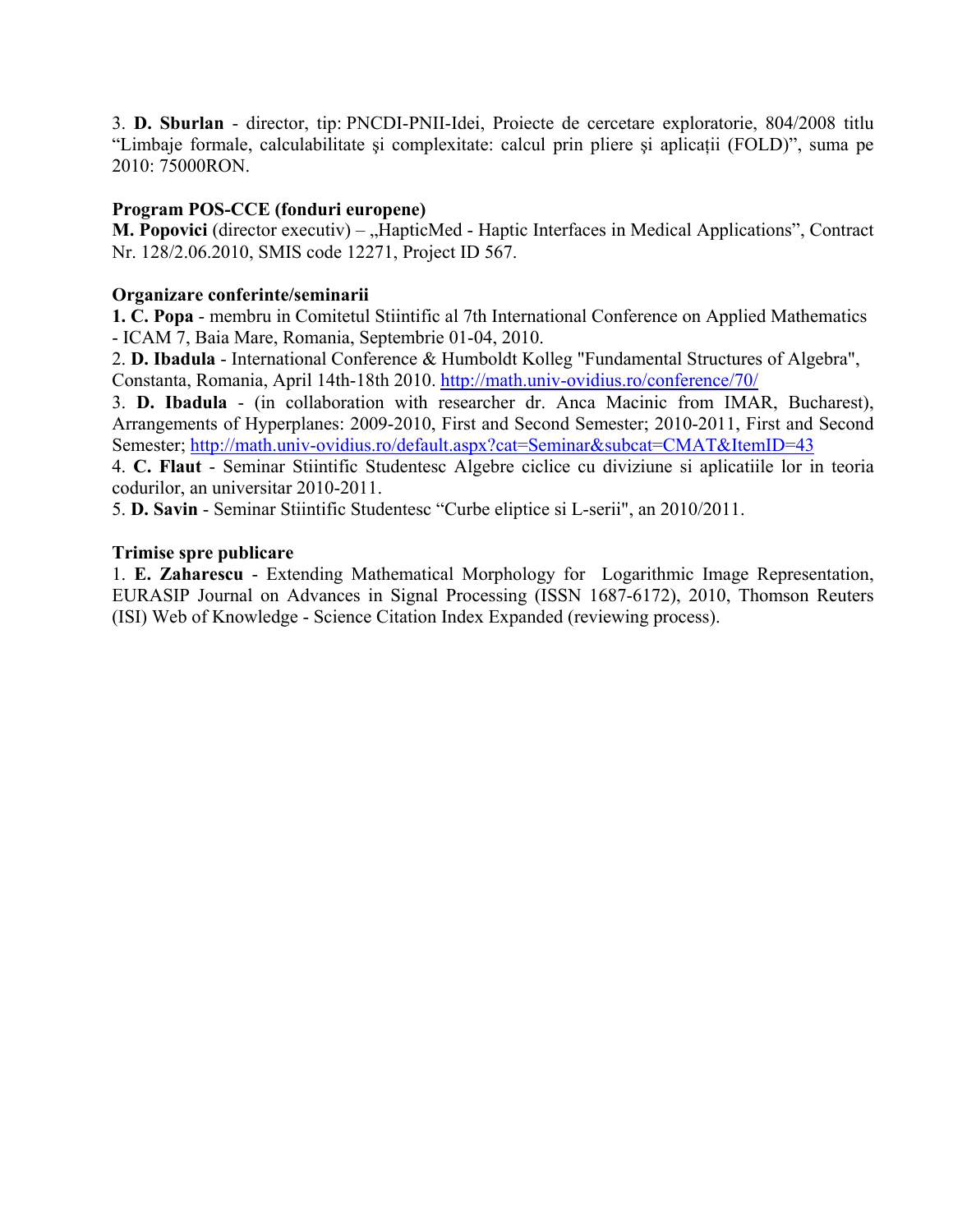3. **D. Sburlan** - director, tip: PNCDI-PNII-Idei, Proiecte de cercetare exploratorie, 804/2008 titlu “Limbaje formale, calculabilitate şi complexitate: calcul prin pliere şi aplicații (FOLD)”, suma pe 2010: 75000RON.

**Program POS-CCE (fonduri europene)**

**M. Popovici** (director executiv) – „HapticMed - Haptic Interfaces in Medical Applications”, Contract Nr. 128/2.06.2010, SMIS code 12271, Project ID 567.

**Organizare conferinte/seminarii**

**1. C. Popa** - membru in Comitetul Stiintific al 7th International Conference on Applied Mathematics - ICAM 7, Baia Mare, Romania, Septembrie 01-04, 2010.

2. **D. Ibadula** - International Conference & Humboldt Kolleg "Fundamental Structures of Algebra", Constanta, Romania, April 14th-18th 2010. http://math.univ-ovidius.ro/conference/70/

3. **D. Ibadula** - (in collaboration with researcher dr. Anca Macinic from IMAR, Bucharest), Arrangements of Hyperplanes: 2009-2010, First and Second Semester; 2010-2011, First and Second Semester; http://math.univ-ovidius.ro/default.aspx?cat=Seminar&subcat=CMAT&ItemID=43

4. **C. Flaut** - Seminar Stiintific Studentesc Algebre ciclice cu diviziune si aplicatiile lor in teoria codurilor, an universitar 2010-2011.

5. **D. Savin** - Seminar Stiintific Studentesc “Curbe eliptice si L-serii", an 2010/2011.

**Trimise spre publicare**

1. **E. Zaharescu** - Extending Mathematical Morphology for Logarithmic Image Representation, EURASIP Journal on Advances in Signal Processing (ISSN 1687-6172), 2010, Thomson Reuters (ISI) Web of Knowledge - Science Citation Index Expanded (reviewing process).